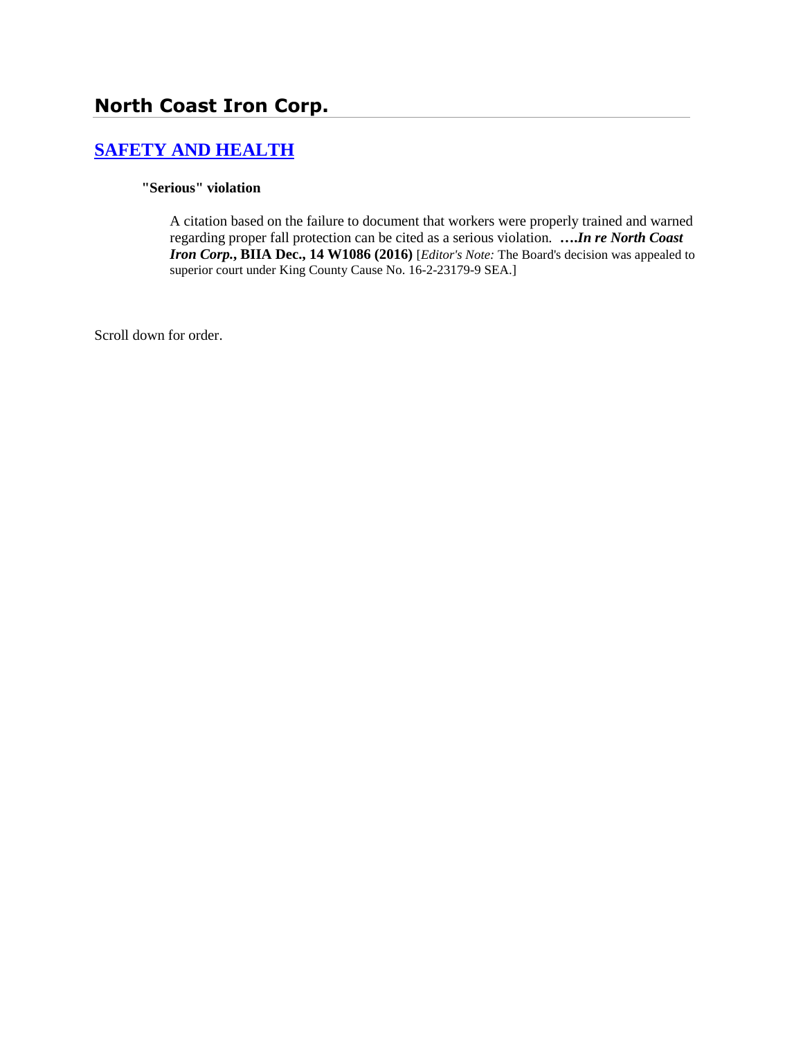# North Coast Iron Corp.

## [SAFETY AND HEALTH]

### "Serious" violation

A citation based on the failure to document that workers were properly trained and warned regarding proper fall protection can be cited as a serious violation. **….*In re North Coast Iron Corp.*, BIIA Dec., 14 W1086 (2016)** [*Editor's Note:* The Board's decision was appealed to superior court under King County Cause No. 16-2-23179-9 SEA.]

Scroll down for order.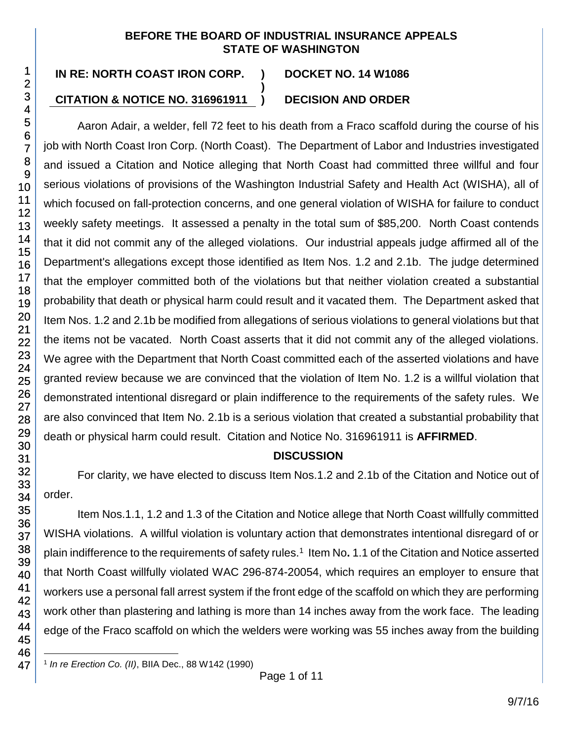**BEFORE THE BOARD OF INDUSTRIAL INSURANCE APPEALS**
**STATE OF WASHINGTON**

**IN RE: NORTH COAST IRON CORP.** ) **DOCKET NO. 14 W1086**
)
**CITATION & NOTICE NO. 316961911** ) **DECISION AND ORDER**

Aaron Adair, a welder, fell 72 feet to his death from a Fraco scaffold during the course of his job with North Coast Iron Corp. (North Coast). The Department of Labor and Industries investigated and issued a Citation and Notice alleging that North Coast had committed three willful and four serious violations of provisions of the Washington Industrial Safety and Health Act (WISHA), all of which focused on fall-protection concerns, and one general violation of WISHA for failure to conduct weekly safety meetings. It assessed a penalty in the total sum of $85,200. North Coast contends that it did not commit any of the alleged violations. Our industrial appeals judge affirmed all of the Department's allegations except those identified as Item Nos. 1.2 and 2.1b. The judge determined that the employer committed both of the violations but that neither violation created a substantial probability that death or physical harm could result and it vacated them. The Department asked that Item Nos. 1.2 and 2.1b be modified from allegations of serious violations to general violations but that the items not be vacated. North Coast asserts that it did not commit any of the alleged violations. We agree with the Department that North Coast committed each of the asserted violations and have granted review because we are convinced that the violation of Item No. 1.2 is a willful violation that demonstrated intentional disregard or plain indifference to the requirements of the safety rules. We are also convinced that Item No. 2.1b is a serious violation that created a substantial probability that death or physical harm could result. Citation and Notice No. 316961911 is **AFFIRMED**.

## DISCUSSION

For clarity, we have elected to discuss Item Nos.1.2 and 2.1b of the Citation and Notice out of order.

Item Nos.1.1, 1.2 and 1.3 of the Citation and Notice allege that North Coast willfully committed WISHA violations. A willful violation is voluntary action that demonstrates intentional disregard of or plain indifference to the requirements of safety rules.[1] Item No**.** 1.1 of the Citation and Notice asserted that North Coast willfully violated WAC 296-874-20054, which requires an employer to ensure that workers use a personal fall arrest system if the front edge of the scaffold on which they are performing work other than plastering and lathing is more than 14 inches away from the work face. The leading edge of the Fraco scaffold on which the welders were working was 55 inches away from the building

[1] *In re Erection Co. (II)*, BIIA Dec., 88 W142 (1990)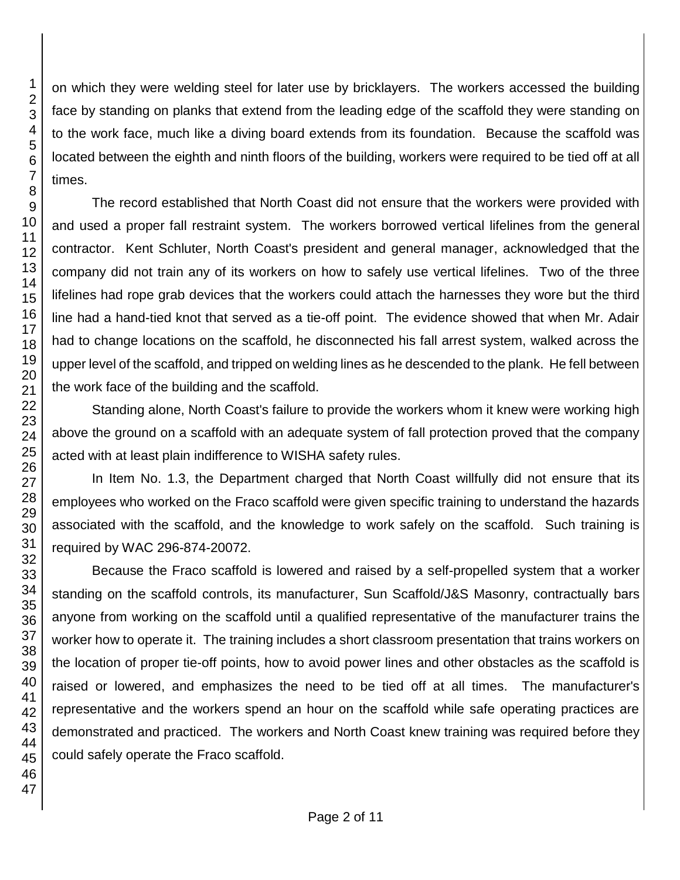on which they were welding steel for later use by bricklayers. The workers accessed the building face by standing on planks that extend from the leading edge of the scaffold they were standing on to the work face, much like a diving board extends from its foundation. Because the scaffold was located between the eighth and ninth floors of the building, workers were required to be tied off at all times.

The record established that North Coast did not ensure that the workers were provided with and used a proper fall restraint system. The workers borrowed vertical lifelines from the general contractor. Kent Schluter, North Coast's president and general manager, acknowledged that the company did not train any of its workers on how to safely use vertical lifelines. Two of the three lifelines had rope grab devices that the workers could attach the harnesses they wore but the third line had a hand-tied knot that served as a tie-off point. The evidence showed that when Mr. Adair had to change locations on the scaffold, he disconnected his fall arrest system, walked across the upper level of the scaffold, and tripped on welding lines as he descended to the plank. He fell between the work face of the building and the scaffold.

Standing alone, North Coast's failure to provide the workers whom it knew were working high above the ground on a scaffold with an adequate system of fall protection proved that the company acted with at least plain indifference to WISHA safety rules.

In Item No. 1.3, the Department charged that North Coast willfully did not ensure that its employees who worked on the Fraco scaffold were given specific training to understand the hazards associated with the scaffold, and the knowledge to work safely on the scaffold. Such training is required by WAC 296-874-20072.

Because the Fraco scaffold is lowered and raised by a self-propelled system that a worker standing on the scaffold controls, its manufacturer, Sun Scaffold/J&S Masonry, contractually bars anyone from working on the scaffold until a qualified representative of the manufacturer trains the worker how to operate it. The training includes a short classroom presentation that trains workers on the location of proper tie-off points, how to avoid power lines and other obstacles as the scaffold is raised or lowered, and emphasizes the need to be tied off at all times. The manufacturer's representative and the workers spend an hour on the scaffold while safe operating practices are demonstrated and practiced. The workers and North Coast knew training was required before they could safely operate the Fraco scaffold.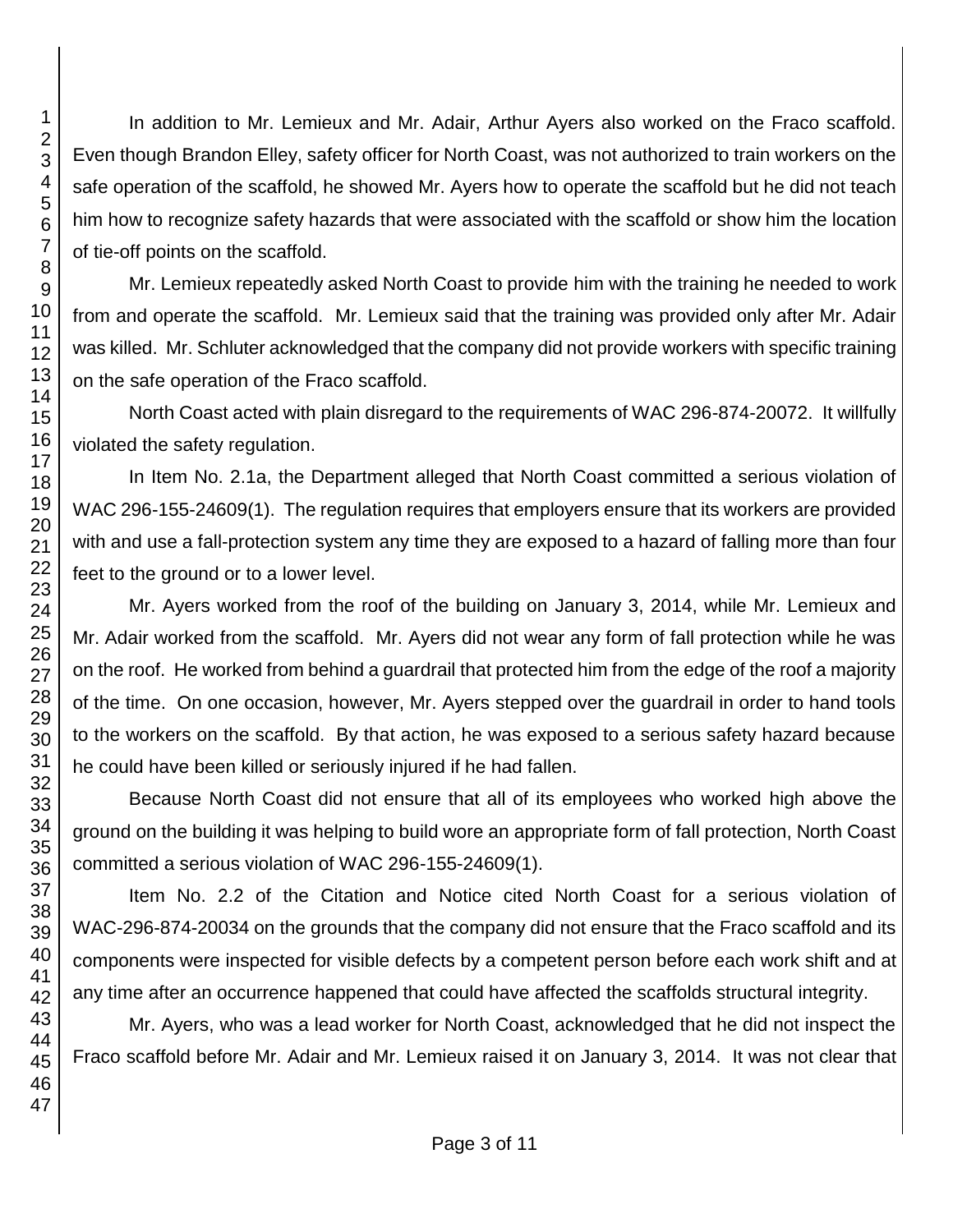In addition to Mr. Lemieux and Mr. Adair, Arthur Ayers also worked on the Fraco scaffold. Even though Brandon Elley, safety officer for North Coast, was not authorized to train workers on the safe operation of the scaffold, he showed Mr. Ayers how to operate the scaffold but he did not teach him how to recognize safety hazards that were associated with the scaffold or show him the location of tie-off points on the scaffold.

Mr. Lemieux repeatedly asked North Coast to provide him with the training he needed to work from and operate the scaffold. Mr. Lemieux said that the training was provided only after Mr. Adair was killed. Mr. Schluter acknowledged that the company did not provide workers with specific training on the safe operation of the Fraco scaffold.

North Coast acted with plain disregard to the requirements of WAC 296-874-20072. It willfully violated the safety regulation.

In Item No. 2.1a, the Department alleged that North Coast committed a serious violation of WAC 296-155-24609(1). The regulation requires that employers ensure that its workers are provided with and use a fall-protection system any time they are exposed to a hazard of falling more than four feet to the ground or to a lower level.

Mr. Ayers worked from the roof of the building on January 3, 2014, while Mr. Lemieux and Mr. Adair worked from the scaffold. Mr. Ayers did not wear any form of fall protection while he was on the roof. He worked from behind a guardrail that protected him from the edge of the roof a majority of the time. On one occasion, however, Mr. Ayers stepped over the guardrail in order to hand tools to the workers on the scaffold. By that action, he was exposed to a serious safety hazard because he could have been killed or seriously injured if he had fallen.

Because North Coast did not ensure that all of its employees who worked high above the ground on the building it was helping to build wore an appropriate form of fall protection, North Coast committed a serious violation of WAC 296-155-24609(1).

Item No. 2.2 of the Citation and Notice cited North Coast for a serious violation of WAC-296-874-20034 on the grounds that the company did not ensure that the Fraco scaffold and its components were inspected for visible defects by a competent person before each work shift and at any time after an occurrence happened that could have affected the scaffolds structural integrity.

Mr. Ayers, who was a lead worker for North Coast, acknowledged that he did not inspect the Fraco scaffold before Mr. Adair and Mr. Lemieux raised it on January 3, 2014. It was not clear that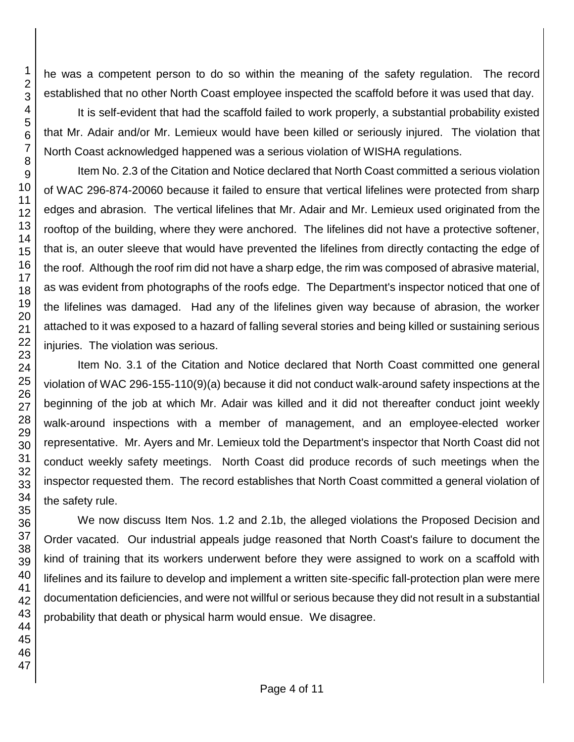he was a competent person to do so within the meaning of the safety regulation. The record established that no other North Coast employee inspected the scaffold before it was used that day.

It is self-evident that had the scaffold failed to work properly, a substantial probability existed that Mr. Adair and/or Mr. Lemieux would have been killed or seriously injured. The violation that North Coast acknowledged happened was a serious violation of WISHA regulations.

Item No. 2.3 of the Citation and Notice declared that North Coast committed a serious violation of WAC 296-874-20060 because it failed to ensure that vertical lifelines were protected from sharp edges and abrasion. The vertical lifelines that Mr. Adair and Mr. Lemieux used originated from the rooftop of the building, where they were anchored. The lifelines did not have a protective softener, that is, an outer sleeve that would have prevented the lifelines from directly contacting the edge of the roof. Although the roof rim did not have a sharp edge, the rim was composed of abrasive material, as was evident from photographs of the roofs edge. The Department's inspector noticed that one of the lifelines was damaged. Had any of the lifelines given way because of abrasion, the worker attached to it was exposed to a hazard of falling several stories and being killed or sustaining serious injuries. The violation was serious.

Item No. 3.1 of the Citation and Notice declared that North Coast committed one general violation of WAC 296-155-110(9)(a) because it did not conduct walk-around safety inspections at the beginning of the job at which Mr. Adair was killed and it did not thereafter conduct joint weekly walk-around inspections with a member of management, and an employee-elected worker representative. Mr. Ayers and Mr. Lemieux told the Department's inspector that North Coast did not conduct weekly safety meetings. North Coast did produce records of such meetings when the inspector requested them. The record establishes that North Coast committed a general violation of the safety rule.

We now discuss Item Nos. 1.2 and 2.1b, the alleged violations the Proposed Decision and Order vacated. Our industrial appeals judge reasoned that North Coast's failure to document the kind of training that its workers underwent before they were assigned to work on a scaffold with lifelines and its failure to develop and implement a written site-specific fall-protection plan were mere documentation deficiencies, and were not willful or serious because they did not result in a substantial probability that death or physical harm would ensue. We disagree.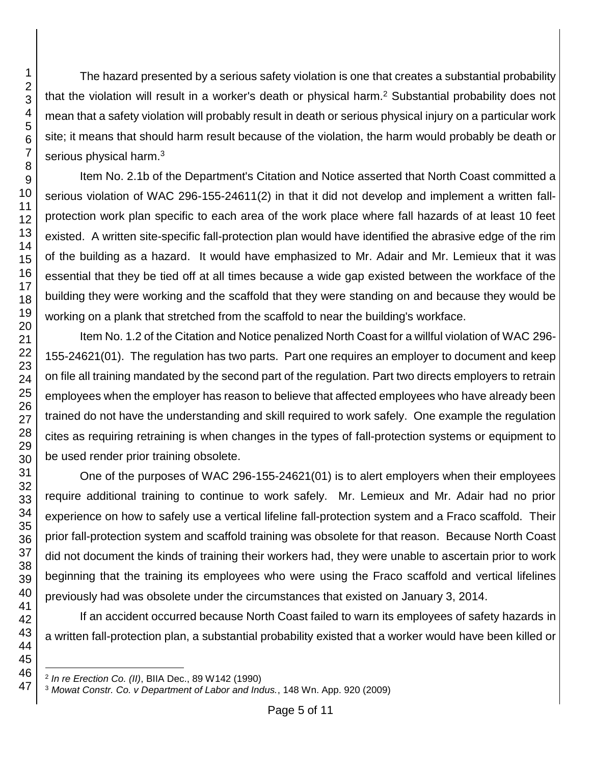The hazard presented by a serious safety violation is one that creates a substantial probability that the violation will result in a worker's death or physical harm.[2] Substantial probability does not mean that a safety violation will probably result in death or serious physical injury on a particular work site; it means that should harm result because of the violation, the harm would probably be death or serious physical harm.[3]

Item No. 2.1b of the Department's Citation and Notice asserted that North Coast committed a serious violation of WAC 296-155-24611(2) in that it did not develop and implement a written fall-protection work plan specific to each area of the work place where fall hazards of at least 10 feet existed. A written site-specific fall-protection plan would have identified the abrasive edge of the rim of the building as a hazard. It would have emphasized to Mr. Adair and Mr. Lemieux that it was essential that they be tied off at all times because a wide gap existed between the workface of the building they were working and the scaffold that they were standing on and because they would be working on a plank that stretched from the scaffold to near the building's workface.

Item No. 1.2 of the Citation and Notice penalized North Coast for a willful violation of WAC 296-155-24621(01). The regulation has two parts. Part one requires an employer to document and keep on file all training mandated by the second part of the regulation. Part two directs employers to retrain employees when the employer has reason to believe that affected employees who have already been trained do not have the understanding and skill required to work safely. One example the regulation cites as requiring retraining is when changes in the types of fall-protection systems or equipment to be used render prior training obsolete.

One of the purposes of WAC 296-155-24621(01) is to alert employers when their employees require additional training to continue to work safely. Mr. Lemieux and Mr. Adair had no prior experience on how to safely use a vertical lifeline fall-protection system and a Fraco scaffold. Their prior fall-protection system and scaffold training was obsolete for that reason. Because North Coast did not document the kinds of training their workers had, they were unable to ascertain prior to work beginning that the training its employees who were using the Fraco scaffold and vertical lifelines previously had was obsolete under the circumstances that existed on January 3, 2014.

If an accident occurred because North Coast failed to warn its employees of safety hazards in a written fall-protection plan, a substantial probability existed that a worker would have been killed or

---

[2] *In re Erection Co. (II)*, BIIA Dec., 89 W142 (1990)

[3] *Mowat Constr. Co. v Department of Labor and Indus.*, 148 Wn. App. 920 (2009)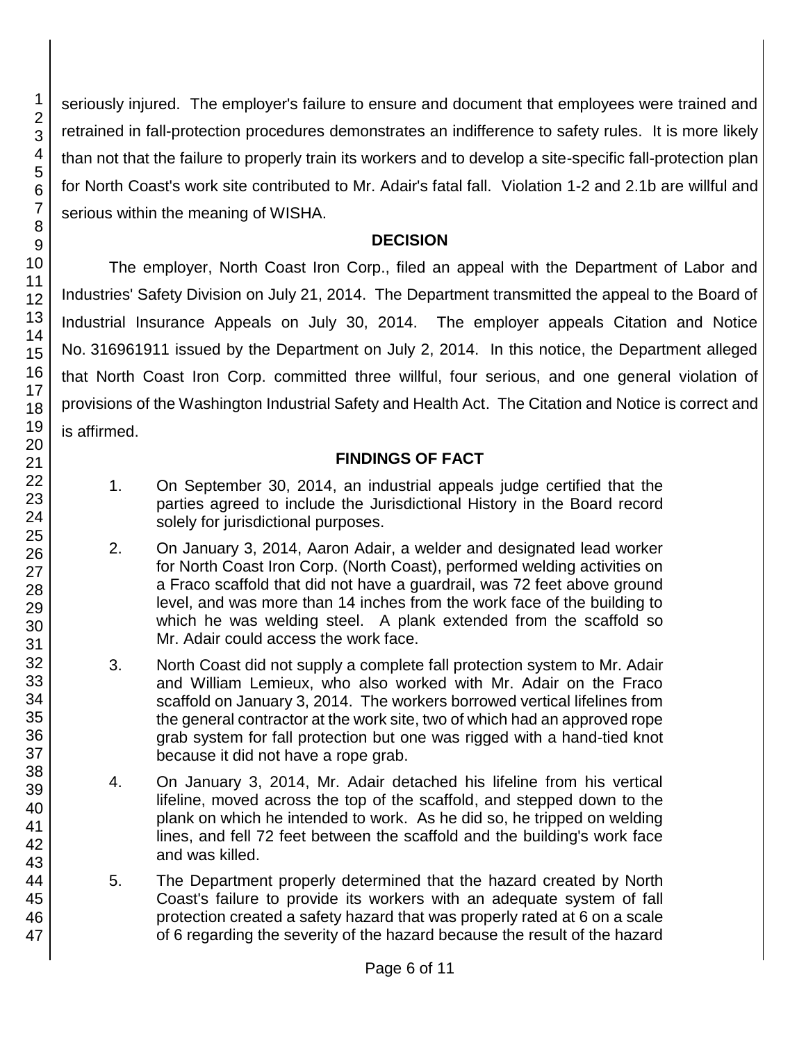seriously injured. The employer's failure to ensure and document that employees were trained and retrained in fall-protection procedures demonstrates an indifference to safety rules. It is more likely than not that the failure to properly train its workers and to develop a site-specific fall-protection plan for North Coast's work site contributed to Mr. Adair's fatal fall. Violation 1-2 and 2.1b are willful and serious within the meaning of WISHA.

## DECISION

The employer, North Coast Iron Corp., filed an appeal with the Department of Labor and Industries' Safety Division on July 21, 2014. The Department transmitted the appeal to the Board of Industrial Insurance Appeals on July 30, 2014. The employer appeals Citation and Notice No. 316961911 issued by the Department on July 2, 2014. In this notice, the Department alleged that North Coast Iron Corp. committed three willful, four serious, and one general violation of provisions of the Washington Industrial Safety and Health Act. The Citation and Notice is correct and is affirmed.

## FINDINGS OF FACT

1. On September 30, 2014, an industrial appeals judge certified that the parties agreed to include the Jurisdictional History in the Board record solely for jurisdictional purposes.

2. On January 3, 2014, Aaron Adair, a welder and designated lead worker for North Coast Iron Corp. (North Coast), performed welding activities on a Fraco scaffold that did not have a guardrail, was 72 feet above ground level, and was more than 14 inches from the work face of the building to which he was welding steel. A plank extended from the scaffold so Mr. Adair could access the work face.

3. North Coast did not supply a complete fall protection system to Mr. Adair and William Lemieux, who also worked with Mr. Adair on the Fraco scaffold on January 3, 2014. The workers borrowed vertical lifelines from the general contractor at the work site, two of which had an approved rope grab system for fall protection but one was rigged with a hand-tied knot because it did not have a rope grab.

4. On January 3, 2014, Mr. Adair detached his lifeline from his vertical lifeline, moved across the top of the scaffold, and stepped down to the plank on which he intended to work. As he did so, he tripped on welding lines, and fell 72 feet between the scaffold and the building's work face and was killed.

5. The Department properly determined that the hazard created by North Coast's failure to provide its workers with an adequate system of fall protection created a safety hazard that was properly rated at 6 on a scale of 6 regarding the severity of the hazard because the result of the hazard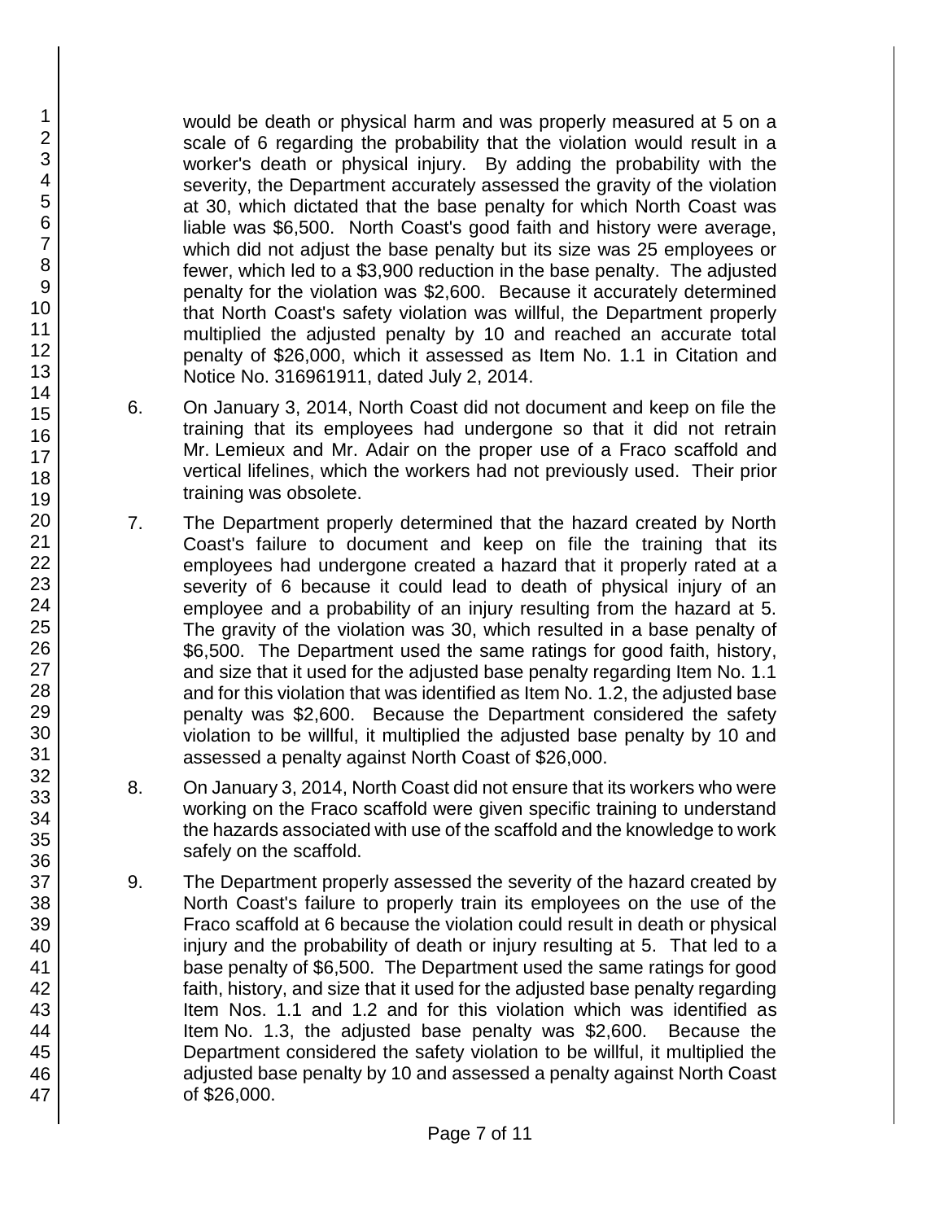would be death or physical harm and was properly measured at 5 on a scale of 6 regarding the probability that the violation would result in a worker's death or physical injury. By adding the probability with the severity, the Department accurately assessed the gravity of the violation at 30, which dictated that the base penalty for which North Coast was liable was $6,500. North Coast's good faith and history were average, which did not adjust the base penalty but its size was 25 employees or fewer, which led to a $3,900 reduction in the base penalty. The adjusted penalty for the violation was $2,600. Because it accurately determined that North Coast's safety violation was willful, the Department properly multiplied the adjusted penalty by 10 and reached an accurate total penalty of $26,000, which it assessed as Item No. 1.1 in Citation and Notice No. 316961911, dated July 2, 2014.

6. On January 3, 2014, North Coast did not document and keep on file the training that its employees had undergone so that it did not retrain Mr. Lemieux and Mr. Adair on the proper use of a Fraco scaffold and vertical lifelines, which the workers had not previously used. Their prior training was obsolete.

7. The Department properly determined that the hazard created by North Coast's failure to document and keep on file the training that its employees had undergone created a hazard that it properly rated at a severity of 6 because it could lead to death of physical injury of an employee and a probability of an injury resulting from the hazard at 5. The gravity of the violation was 30, which resulted in a base penalty of $6,500. The Department used the same ratings for good faith, history, and size that it used for the adjusted base penalty regarding Item No. 1.1 and for this violation that was identified as Item No. 1.2, the adjusted base penalty was $2,600. Because the Department considered the safety violation to be willful, it multiplied the adjusted base penalty by 10 and assessed a penalty against North Coast of $26,000.

8. On January 3, 2014, North Coast did not ensure that its workers who were working on the Fraco scaffold were given specific training to understand the hazards associated with use of the scaffold and the knowledge to work safely on the scaffold.

9. The Department properly assessed the severity of the hazard created by North Coast's failure to properly train its employees on the use of the Fraco scaffold at 6 because the violation could result in death or physical injury and the probability of death or injury resulting at 5. That led to a base penalty of $6,500. The Department used the same ratings for good faith, history, and size that it used for the adjusted base penalty regarding Item Nos. 1.1 and 1.2 and for this violation which was identified as Item No. 1.3, the adjusted base penalty was $2,600. Because the Department considered the safety violation to be willful, it multiplied the adjusted base penalty by 10 and assessed a penalty against North Coast of $26,000.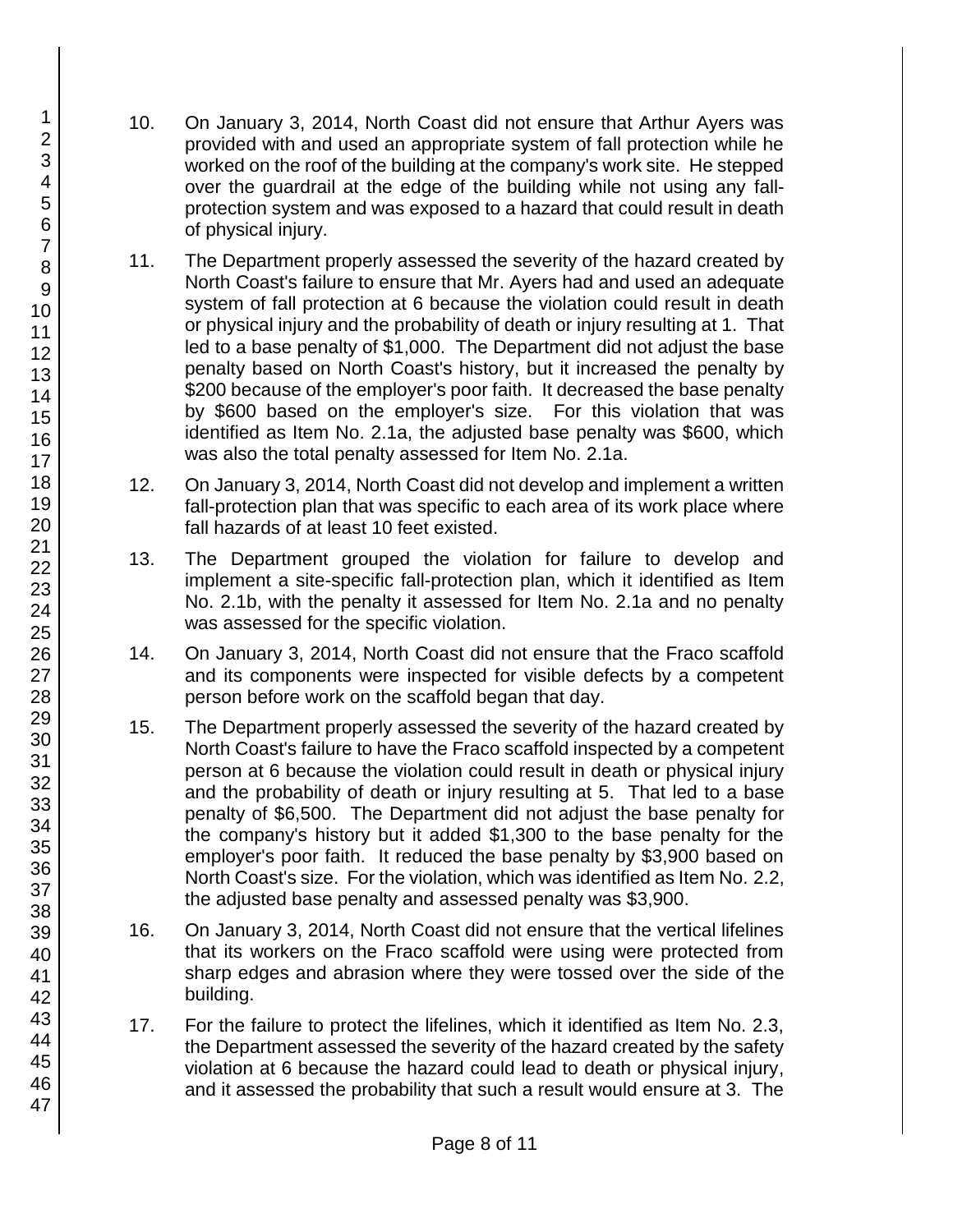10. On January 3, 2014, North Coast did not ensure that Arthur Ayers was provided with and used an appropriate system of fall protection while he worked on the roof of the building at the company's work site. He stepped over the guardrail at the edge of the building while not using any fall-protection system and was exposed to a hazard that could result in death of physical injury.

11. The Department properly assessed the severity of the hazard created by North Coast's failure to ensure that Mr. Ayers had and used an adequate system of fall protection at 6 because the violation could result in death or physical injury and the probability of death or injury resulting at 1. That led to a base penalty of $1,000. The Department did not adjust the base penalty based on North Coast's history, but it increased the penalty by $200 because of the employer's poor faith. It decreased the base penalty by $600 based on the employer's size. For this violation that was identified as Item No. 2.1a, the adjusted base penalty was $600, which was also the total penalty assessed for Item No. 2.1a.

12. On January 3, 2014, North Coast did not develop and implement a written fall-protection plan that was specific to each area of its work place where fall hazards of at least 10 feet existed.

13. The Department grouped the violation for failure to develop and implement a site-specific fall-protection plan, which it identified as Item No. 2.1b, with the penalty it assessed for Item No. 2.1a and no penalty was assessed for the specific violation.

14. On January 3, 2014, North Coast did not ensure that the Fraco scaffold and its components were inspected for visible defects by a competent person before work on the scaffold began that day.

15. The Department properly assessed the severity of the hazard created by North Coast's failure to have the Fraco scaffold inspected by a competent person at 6 because the violation could result in death or physical injury and the probability of death or injury resulting at 5. That led to a base penalty of $6,500. The Department did not adjust the base penalty for the company's history but it added $1,300 to the base penalty for the employer's poor faith. It reduced the base penalty by $3,900 based on North Coast's size. For the violation, which was identified as Item No. 2.2, the adjusted base penalty and assessed penalty was $3,900.

16. On January 3, 2014, North Coast did not ensure that the vertical lifelines that its workers on the Fraco scaffold were using were protected from sharp edges and abrasion where they were tossed over the side of the building.

17. For the failure to protect the lifelines, which it identified as Item No. 2.3, the Department assessed the severity of the hazard created by the safety violation at 6 because the hazard could lead to death or physical injury, and it assessed the probability that such a result would ensure at 3. The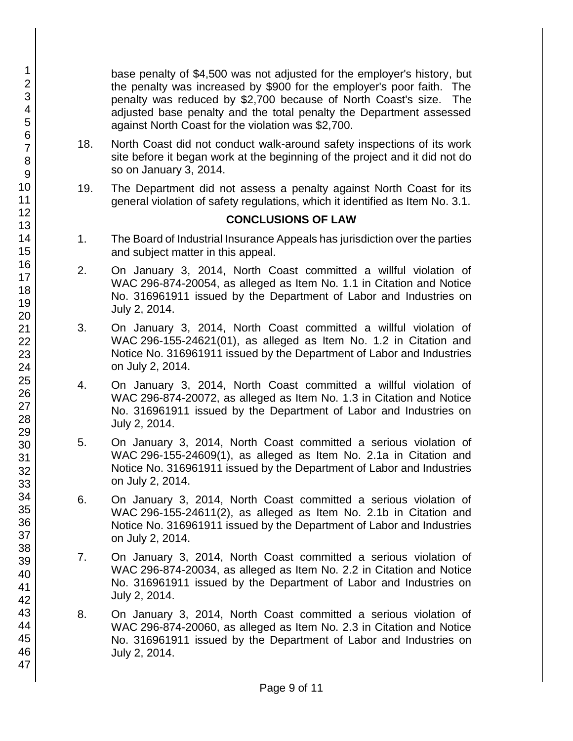base penalty of $4,500 was not adjusted for the employer's history, but the penalty was increased by $900 for the employer's poor faith. The penalty was reduced by $2,700 because of North Coast's size. The adjusted base penalty and the total penalty the Department assessed against North Coast for the violation was $2,700.

18. North Coast did not conduct walk-around safety inspections of its work site before it began work at the beginning of the project and it did not do so on January 3, 2014.

19. The Department did not assess a penalty against North Coast for its general violation of safety regulations, which it identified as Item No. 3.1.

## CONCLUSIONS OF LAW

1. The Board of Industrial Insurance Appeals has jurisdiction over the parties and subject matter in this appeal.

2. On January 3, 2014, North Coast committed a willful violation of WAC 296-874-20054, as alleged as Item No. 1.1 in Citation and Notice No. 316961911 issued by the Department of Labor and Industries on July 2, 2014.

3. On January 3, 2014, North Coast committed a willful violation of WAC 296-155-24621(01), as alleged as Item No. 1.2 in Citation and Notice No. 316961911 issued by the Department of Labor and Industries on July 2, 2014.

4. On January 3, 2014, North Coast committed a willful violation of WAC 296-874-20072, as alleged as Item No. 1.3 in Citation and Notice No. 316961911 issued by the Department of Labor and Industries on July 2, 2014.

5. On January 3, 2014, North Coast committed a serious violation of WAC 296-155-24609(1), as alleged as Item No. 2.1a in Citation and Notice No. 316961911 issued by the Department of Labor and Industries on July 2, 2014.

6. On January 3, 2014, North Coast committed a serious violation of WAC 296-155-24611(2), as alleged as Item No. 2.1b in Citation and Notice No. 316961911 issued by the Department of Labor and Industries on July 2, 2014.

7. On January 3, 2014, North Coast committed a serious violation of WAC 296-874-20034, as alleged as Item No. 2.2 in Citation and Notice No. 316961911 issued by the Department of Labor and Industries on July 2, 2014.

8. On January 3, 2014, North Coast committed a serious violation of WAC 296-874-20060, as alleged as Item No. 2.3 in Citation and Notice No. 316961911 issued by the Department of Labor and Industries on July 2, 2014.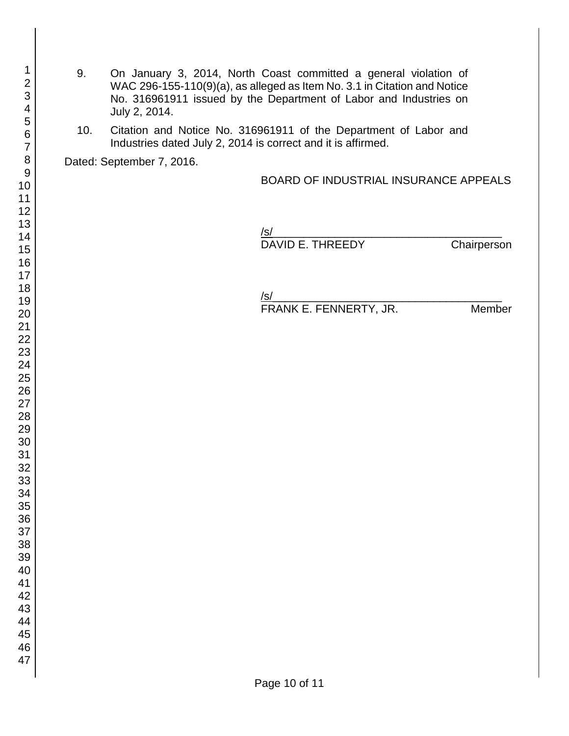9. On January 3, 2014, North Coast committed a general violation of WAC 296-155-110(9)(a), as alleged as Item No. 3.1 in Citation and Notice No. 316961911 issued by the Department of Labor and Industries on July 2, 2014.

10. Citation and Notice No. 316961911 of the Department of Labor and Industries dated July 2, 2014 is correct and it is affirmed.

Dated: September 7, 2016.

BOARD OF INDUSTRIAL INSURANCE APPEALS

/s/______________________________________
DAVID E. THREEDY Chairperson

/s/______________________________________
FRANK E. FENNERTY, JR. Member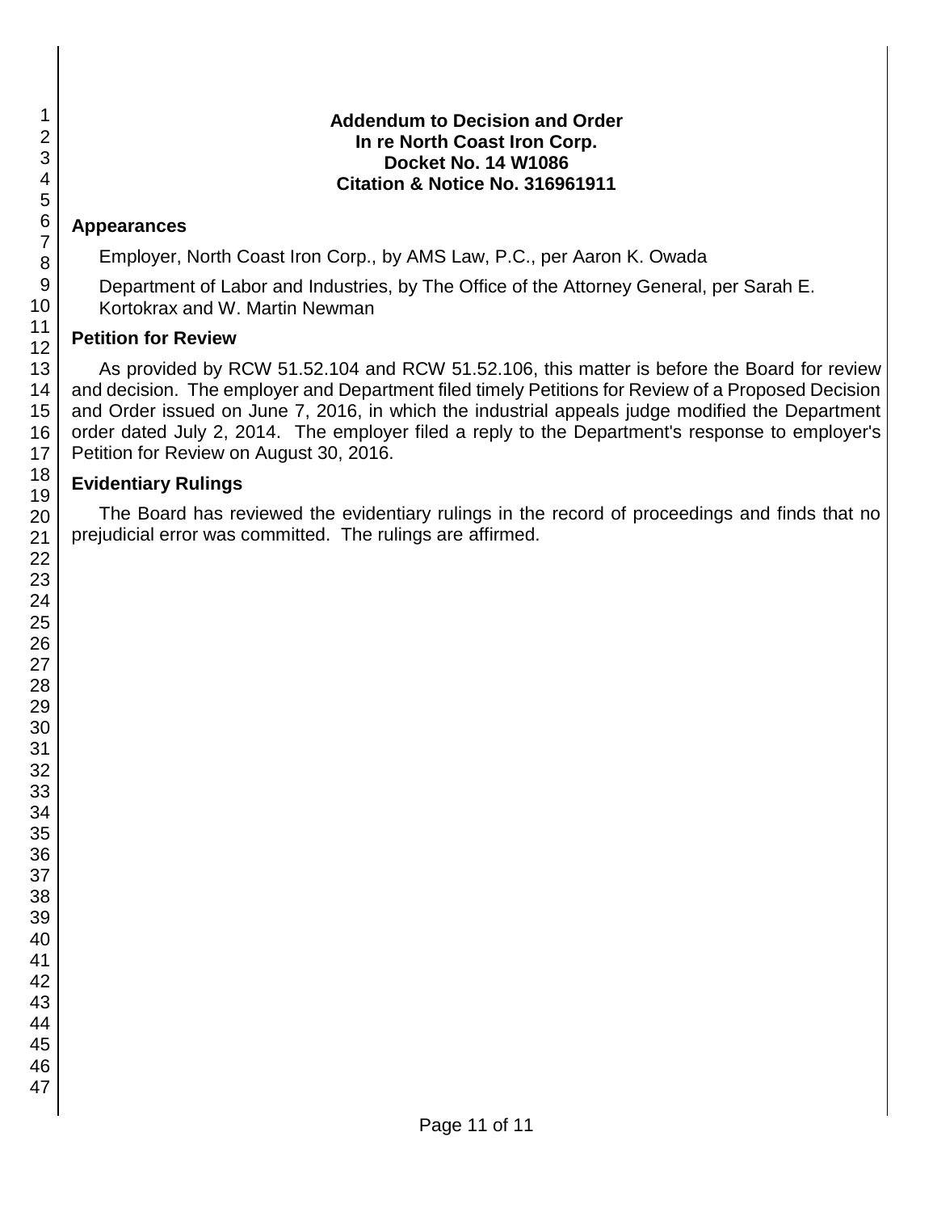**Addendum to Decision and Order**
**In re North Coast Iron Corp.**
**Docket No. 14 W1086**
**Citation & Notice No. 316961911**

## Appearances

Employer, North Coast Iron Corp., by AMS Law, P.C., per Aaron K. Owada

Department of Labor and Industries, by The Office of the Attorney General, per Sarah E. Kortokrax and W. Martin Newman

## Petition for Review

As provided by RCW 51.52.104 and RCW 51.52.106, this matter is before the Board for review and decision. The employer and Department filed timely Petitions for Review of a Proposed Decision and Order issued on June 7, 2016, in which the industrial appeals judge modified the Department order dated July 2, 2014. The employer filed a reply to the Department's response to employer's Petition for Review on August 30, 2016.

## Evidentiary Rulings

The Board has reviewed the evidentiary rulings in the record of proceedings and finds that no prejudicial error was committed. The rulings are affirmed.